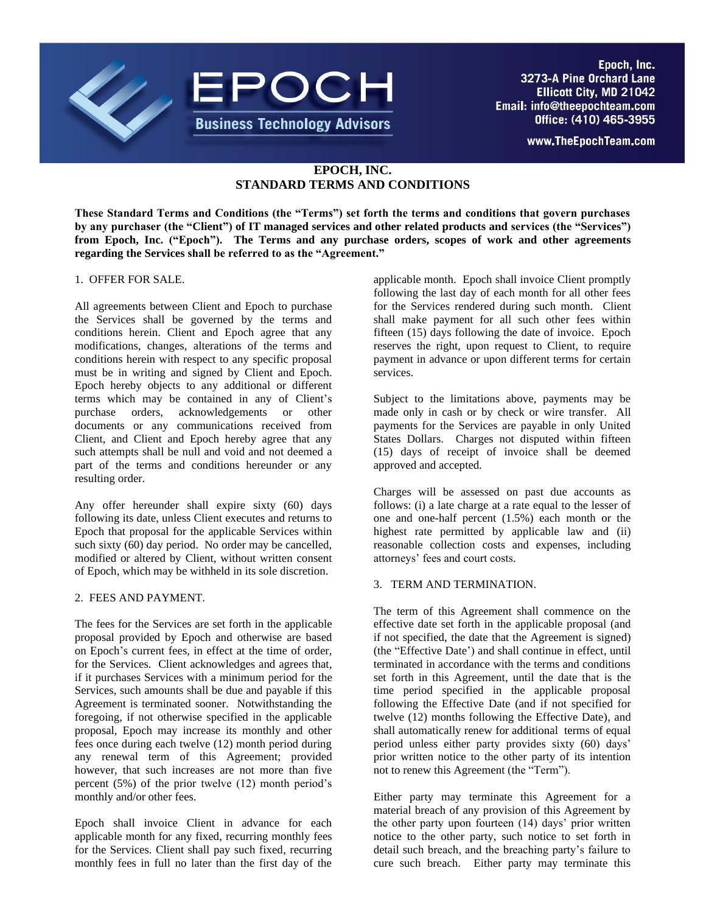Epoch, Inc.
3273-A Pine Orchard Lane
Ellicott City, MD 21042
Email: info@theepochteam.com
Office: (410) 465-3955
www.TheEpochTeam.com

EPOCH Business Technology Advisors

# EPOCH, INC.
# STANDARD TERMS AND CONDITIONS

**These Standard Terms and Conditions (the "Terms") set forth the terms and conditions that govern purchases by any purchaser (the "Client") of IT managed services and other related products and services (the "Services") from Epoch, Inc. ("Epoch"). The Terms and any purchase orders, scopes of work and other agreements regarding the Services shall be referred to as the "Agreement."**

1. OFFER FOR SALE.

All agreements between Client and Epoch to purchase the Services shall be governed by the terms and conditions herein. Client and Epoch agree that any modifications, changes, alterations of the terms and conditions herein with respect to any specific proposal must be in writing and signed by Client and Epoch. Epoch hereby objects to any additional or different terms which may be contained in any of Client's purchase orders, acknowledgements or other documents or any communications received from Client, and Client and Epoch hereby agree that any such attempts shall be null and void and not deemed a part of the terms and conditions hereunder or any resulting order.

Any offer hereunder shall expire sixty (60) days following its date, unless Client executes and returns to Epoch that proposal for the applicable Services within such sixty (60) day period. No order may be cancelled, modified or altered by Client, without written consent of Epoch, which may be withheld in its sole discretion.

2. FEES AND PAYMENT.

The fees for the Services are set forth in the applicable proposal provided by Epoch and otherwise are based on Epoch's current fees, in effect at the time of order, for the Services. Client acknowledges and agrees that, if it purchases Services with a minimum period for the Services, such amounts shall be due and payable if this Agreement is terminated sooner. Notwithstanding the foregoing, if not otherwise specified in the applicable proposal, Epoch may increase its monthly and other fees once during each twelve (12) month period during any renewal term of this Agreement; provided however, that such increases are not more than five percent (5%) of the prior twelve (12) month period's monthly and/or other fees.

Epoch shall invoice Client in advance for each applicable month for any fixed, recurring monthly fees for the Services. Client shall pay such fixed, recurring monthly fees in full no later than the first day of the applicable month. Epoch shall invoice Client promptly following the last day of each month for all other fees for the Services rendered during such month. Client shall make payment for all such other fees within fifteen (15) days following the date of invoice. Epoch reserves the right, upon request to Client, to require payment in advance or upon different terms for certain services.

Subject to the limitations above, payments may be made only in cash or by check or wire transfer. All payments for the Services are payable in only United States Dollars. Charges not disputed within fifteen (15) days of receipt of invoice shall be deemed approved and accepted.

Charges will be assessed on past due accounts as follows: (i) a late charge at a rate equal to the lesser of one and one-half percent (1.5%) each month or the highest rate permitted by applicable law and (ii) reasonable collection costs and expenses, including attorneys' fees and court costs.

3. TERM AND TERMINATION.

The term of this Agreement shall commence on the effective date set forth in the applicable proposal (and if not specified, the date that the Agreement is signed) (the "Effective Date') and shall continue in effect, until terminated in accordance with the terms and conditions set forth in this Agreement, until the date that is the time period specified in the applicable proposal following the Effective Date (and if not specified for twelve (12) months following the Effective Date), and shall automatically renew for additional terms of equal period unless either party provides sixty (60) days' prior written notice to the other party of its intention not to renew this Agreement (the "Term").

Either party may terminate this Agreement for a material breach of any provision of this Agreement by the other party upon fourteen (14) days' prior written notice to the other party, such notice to set forth in detail such breach, and the breaching party's failure to cure such breach. Either party may terminate this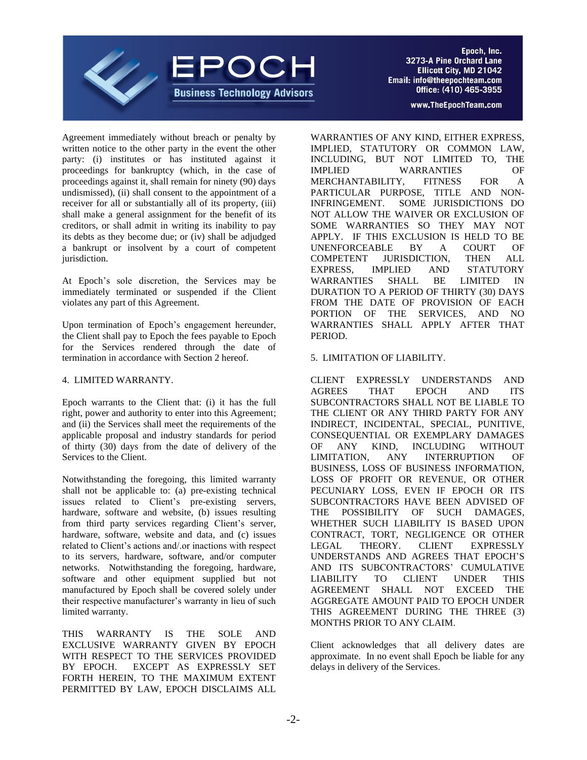Agreement immediately without breach or penalty by written notice to the other party in the event the other party: (i) institutes or has instituted against it proceedings for bankruptcy (which, in the case of proceedings against it, shall remain for ninety (90) days undismissed), (ii) shall consent to the appointment of a receiver for all or substantially all of its property, (iii) shall make a general assignment for the benefit of its creditors, or shall admit in writing its inability to pay its debts as they become due; or (iv) shall be adjudged a bankrupt or insolvent by a court of competent jurisdiction.

At Epoch's sole discretion, the Services may be immediately terminated or suspended if the Client violates any part of this Agreement.

Upon termination of Epoch's engagement hereunder, the Client shall pay to Epoch the fees payable to Epoch for the Services rendered through the date of termination in accordance with Section 2 hereof.

## 4. LIMITED WARRANTY.

Epoch warrants to the Client that: (i) it has the full right, power and authority to enter into this Agreement; and (ii) the Services shall meet the requirements of the applicable proposal and industry standards for period of thirty (30) days from the date of delivery of the Services to the Client.

Notwithstanding the foregoing, this limited warranty shall not be applicable to: (a) pre-existing technical issues related to Client's pre-existing servers, hardware, software and website, (b) issues resulting from third party services regarding Client's server, hardware, software, website and data, and (c) issues related to Client's actions and/.or inactions with respect to its servers, hardware, software, and/or computer networks. Notwithstanding the foregoing, hardware, software and other equipment supplied but not manufactured by Epoch shall be covered solely under their respective manufacturer's warranty in lieu of such limited warranty.

THIS WARRANTY IS THE SOLE AND EXCLUSIVE WARRANTY GIVEN BY EPOCH WITH RESPECT TO THE SERVICES PROVIDED BY EPOCH. EXCEPT AS EXPRESSLY SET FORTH HEREIN, TO THE MAXIMUM EXTENT PERMITTED BY LAW, EPOCH DISCLAIMS ALL WARRANTIES OF ANY KIND, EITHER EXPRESS, IMPLIED, STATUTORY OR COMMON LAW, INCLUDING, BUT NOT LIMITED TO, THE IMPLIED WARRANTIES OF MERCHANTABILITY, FITNESS FOR A PARTICULAR PURPOSE, TITLE AND NON-INFRINGEMENT. SOME JURISDICTIONS DO NOT ALLOW THE WAIVER OR EXCLUSION OF SOME WARRANTIES SO THEY MAY NOT APPLY. IF THIS EXCLUSION IS HELD TO BE UNENFORCEABLE BY A COURT OF COMPETENT JURISDICTION, THEN ALL EXPRESS, IMPLIED AND STATUTORY WARRANTIES SHALL BE LIMITED IN DURATION TO A PERIOD OF THIRTY (30) DAYS FROM THE DATE OF PROVISION OF EACH PORTION OF THE SERVICES, AND NO WARRANTIES SHALL APPLY AFTER THAT PERIOD.

## 5. LIMITATION OF LIABILITY.

CLIENT EXPRESSLY UNDERSTANDS AND AGREES THAT EPOCH AND ITS SUBCONTRACTORS SHALL NOT BE LIABLE TO THE CLIENT OR ANY THIRD PARTY FOR ANY INDIRECT, INCIDENTAL, SPECIAL, PUNITIVE, CONSEQUENTIAL OR EXEMPLARY DAMAGES OF ANY KIND, INCLUDING WITHOUT LIMITATION, ANY INTERRUPTION OF BUSINESS, LOSS OF BUSINESS INFORMATION, LOSS OF PROFIT OR REVENUE, OR OTHER PECUNIARY LOSS, EVEN IF EPOCH OR ITS SUBCONTRACTORS HAVE BEEN ADVISED OF THE POSSIBILITY OF SUCH DAMAGES, WHETHER SUCH LIABILITY IS BASED UPON CONTRACT, TORT, NEGLIGENCE OR OTHER LEGAL THEORY. CLIENT EXPRESSLY UNDERSTANDS AND AGREES THAT EPOCH'S AND ITS SUBCONTRACTORS' CUMULATIVE LIABILITY TO CLIENT UNDER THIS AGREEMENT SHALL NOT EXCEED THE AGGREGATE AMOUNT PAID TO EPOCH UNDER THIS AGREEMENT DURING THE THREE (3) MONTHS PRIOR TO ANY CLAIM.

Client acknowledges that all delivery dates are approximate. In no event shall Epoch be liable for any delays in delivery of the Services.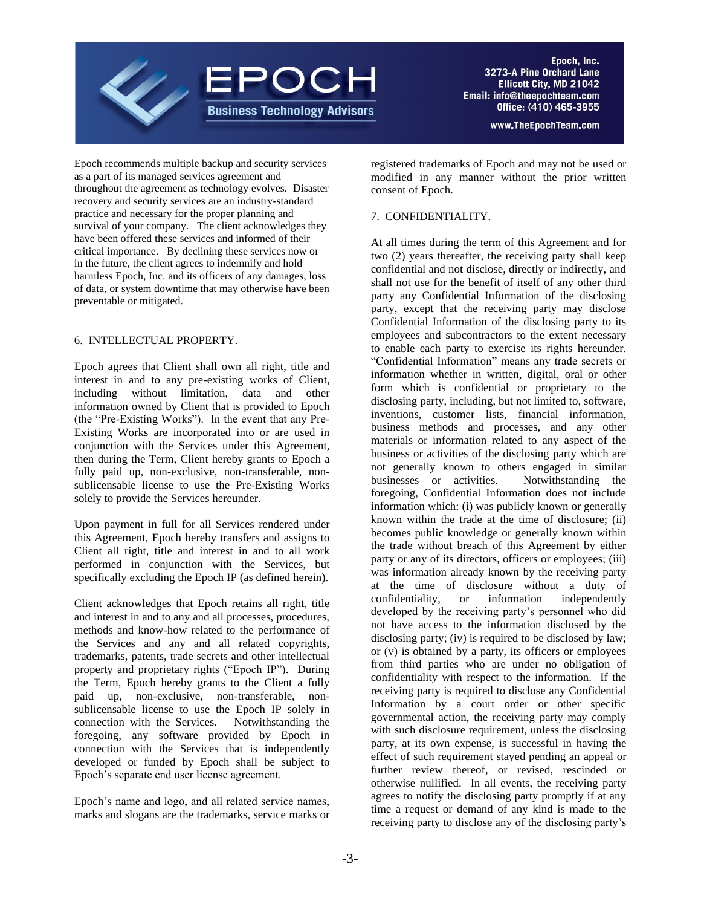Epoch recommends multiple backup and security services as a part of its managed services agreement and throughout the agreement as technology evolves. Disaster recovery and security services are an industry-standard practice and necessary for the proper planning and survival of your company. The client acknowledges they have been offered these services and informed of their critical importance. By declining these services now or in the future, the client agrees to indemnify and hold harmless Epoch, Inc. and its officers of any damages, loss of data, or system downtime that may otherwise have been preventable or mitigated.

## 6. INTELLECTUAL PROPERTY.

Epoch agrees that Client shall own all right, title and interest in and to any pre-existing works of Client, including without limitation, data and other information owned by Client that is provided to Epoch (the "Pre-Existing Works"). In the event that any Pre-Existing Works are incorporated into or are used in conjunction with the Services under this Agreement, then during the Term, Client hereby grants to Epoch a fully paid up, non-exclusive, non-transferable, non-sublicensable license to use the Pre-Existing Works solely to provide the Services hereunder.

Upon payment in full for all Services rendered under this Agreement, Epoch hereby transfers and assigns to Client all right, title and interest in and to all work performed in conjunction with the Services, but specifically excluding the Epoch IP (as defined herein).

Client acknowledges that Epoch retains all right, title and interest in and to any and all processes, procedures, methods and know-how related to the performance of the Services and any and all related copyrights, trademarks, patents, trade secrets and other intellectual property and proprietary rights ("Epoch IP"). During the Term, Epoch hereby grants to the Client a fully paid up, non-exclusive, non-transferable, non-sublicensable license to use the Epoch IP solely in connection with the Services. Notwithstanding the foregoing, any software provided by Epoch in connection with the Services that is independently developed or funded by Epoch shall be subject to Epoch's separate end user license agreement.

Epoch's name and logo, and all related service names, marks and slogans are the trademarks, service marks or registered trademarks of Epoch and may not be used or modified in any manner without the prior written consent of Epoch.

## 7. CONFIDENTIALITY.

At all times during the term of this Agreement and for two (2) years thereafter, the receiving party shall keep confidential and not disclose, directly or indirectly, and shall not use for the benefit of itself of any other third party any Confidential Information of the disclosing party, except that the receiving party may disclose Confidential Information of the disclosing party to its employees and subcontractors to the extent necessary to enable each party to exercise its rights hereunder. "Confidential Information" means any trade secrets or information whether in written, digital, oral or other form which is confidential or proprietary to the disclosing party, including, but not limited to, software, inventions, customer lists, financial information, business methods and processes, and any other materials or information related to any aspect of the business or activities of the disclosing party which are not generally known to others engaged in similar businesses or activities. Notwithstanding the foregoing, Confidential Information does not include information which: (i) was publicly known or generally known within the trade at the time of disclosure; (ii) becomes public knowledge or generally known within the trade without breach of this Agreement by either party or any of its directors, officers or employees; (iii) was information already known by the receiving party at the time of disclosure without a duty of confidentiality, or information independently developed by the receiving party's personnel who did not have access to the information disclosed by the disclosing party; (iv) is required to be disclosed by law; or (v) is obtained by a party, its officers or employees from third parties who are under no obligation of confidentiality with respect to the information. If the receiving party is required to disclose any Confidential Information by a court order or other specific governmental action, the receiving party may comply with such disclosure requirement, unless the disclosing party, at its own expense, is successful in having the effect of such requirement stayed pending an appeal or further review thereof, or revised, rescinded or otherwise nullified. In all events, the receiving party agrees to notify the disclosing party promptly if at any time a request or demand of any kind is made to the receiving party to disclose any of the disclosing party's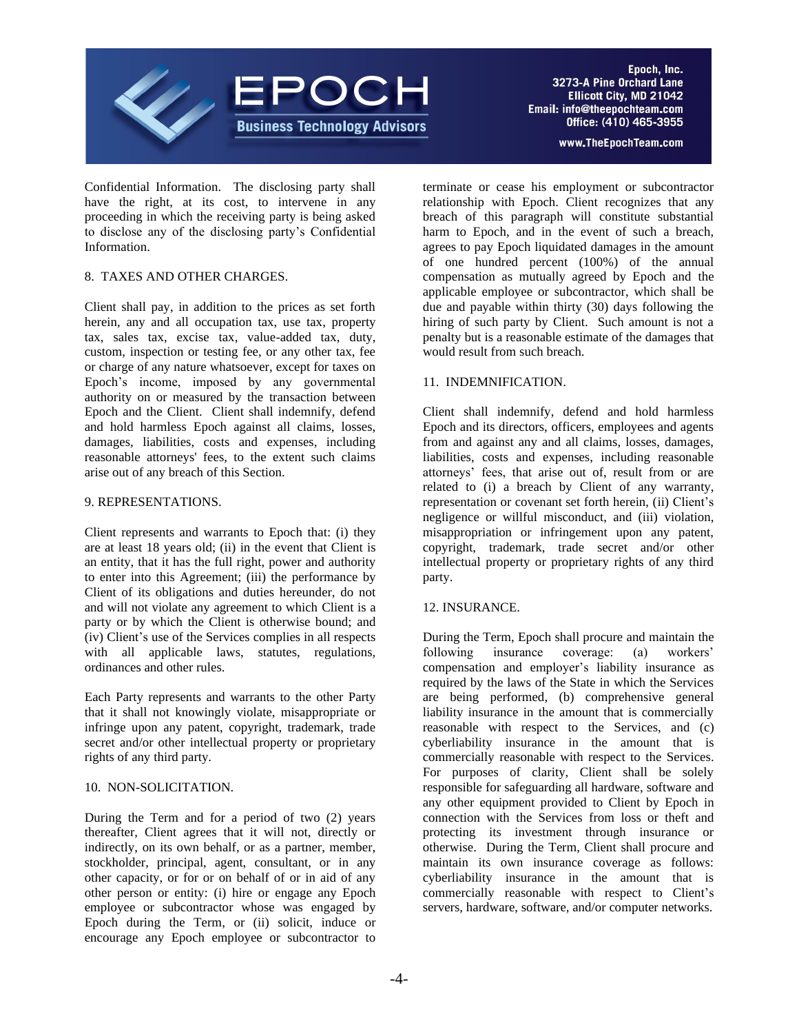Confidential Information. The disclosing party shall have the right, at its cost, to intervene in any proceeding in which the receiving party is being asked to disclose any of the disclosing party's Confidential Information.

8. TAXES AND OTHER CHARGES.

Client shall pay, in addition to the prices as set forth herein, any and all occupation tax, use tax, property tax, sales tax, excise tax, value-added tax, duty, custom, inspection or testing fee, or any other tax, fee or charge of any nature whatsoever, except for taxes on Epoch's income, imposed by any governmental authority on or measured by the transaction between Epoch and the Client. Client shall indemnify, defend and hold harmless Epoch against all claims, losses, damages, liabilities, costs and expenses, including reasonable attorneys' fees, to the extent such claims arise out of any breach of this Section.

9. REPRESENTATIONS.

Client represents and warrants to Epoch that: (i) they are at least 18 years old; (ii) in the event that Client is an entity, that it has the full right, power and authority to enter into this Agreement; (iii) the performance by Client of its obligations and duties hereunder, do not and will not violate any agreement to which Client is a party or by which the Client is otherwise bound; and (iv) Client's use of the Services complies in all respects with all applicable laws, statutes, regulations, ordinances and other rules.

Each Party represents and warrants to the other Party that it shall not knowingly violate, misappropriate or infringe upon any patent, copyright, trademark, trade secret and/or other intellectual property or proprietary rights of any third party.

10. NON-SOLICITATION.

During the Term and for a period of two (2) years thereafter, Client agrees that it will not, directly or indirectly, on its own behalf, or as a partner, member, stockholder, principal, agent, consultant, or in any other capacity, or for or on behalf of or in aid of any other person or entity: (i) hire or engage any Epoch employee or subcontractor whose was engaged by Epoch during the Term, or (ii) solicit, induce or encourage any Epoch employee or subcontractor to terminate or cease his employment or subcontractor relationship with Epoch. Client recognizes that any breach of this paragraph will constitute substantial harm to Epoch, and in the event of such a breach, agrees to pay Epoch liquidated damages in the amount of one hundred percent (100%) of the annual compensation as mutually agreed by Epoch and the applicable employee or subcontractor, which shall be due and payable within thirty (30) days following the hiring of such party by Client. Such amount is not a penalty but is a reasonable estimate of the damages that would result from such breach.

11. INDEMNIFICATION.

Client shall indemnify, defend and hold harmless Epoch and its directors, officers, employees and agents from and against any and all claims, losses, damages, liabilities, costs and expenses, including reasonable attorneys' fees, that arise out of, result from or are related to (i) a breach by Client of any warranty, representation or covenant set forth herein, (ii) Client's negligence or willful misconduct, and (iii) violation, misappropriation or infringement upon any patent, copyright, trademark, trade secret and/or other intellectual property or proprietary rights of any third party.

12. INSURANCE.

During the Term, Epoch shall procure and maintain the following insurance coverage: (a) workers' compensation and employer's liability insurance as required by the laws of the State in which the Services are being performed, (b) comprehensive general liability insurance in the amount that is commercially reasonable with respect to the Services, and (c) cyberliability insurance in the amount that is commercially reasonable with respect to the Services. For purposes of clarity, Client shall be solely responsible for safeguarding all hardware, software and any other equipment provided to Client by Epoch in connection with the Services from loss or theft and protecting its investment through insurance or otherwise. During the Term, Client shall procure and maintain its own insurance coverage as follows: cyberliability insurance in the amount that is commercially reasonable with respect to Client's servers, hardware, software, and/or computer networks.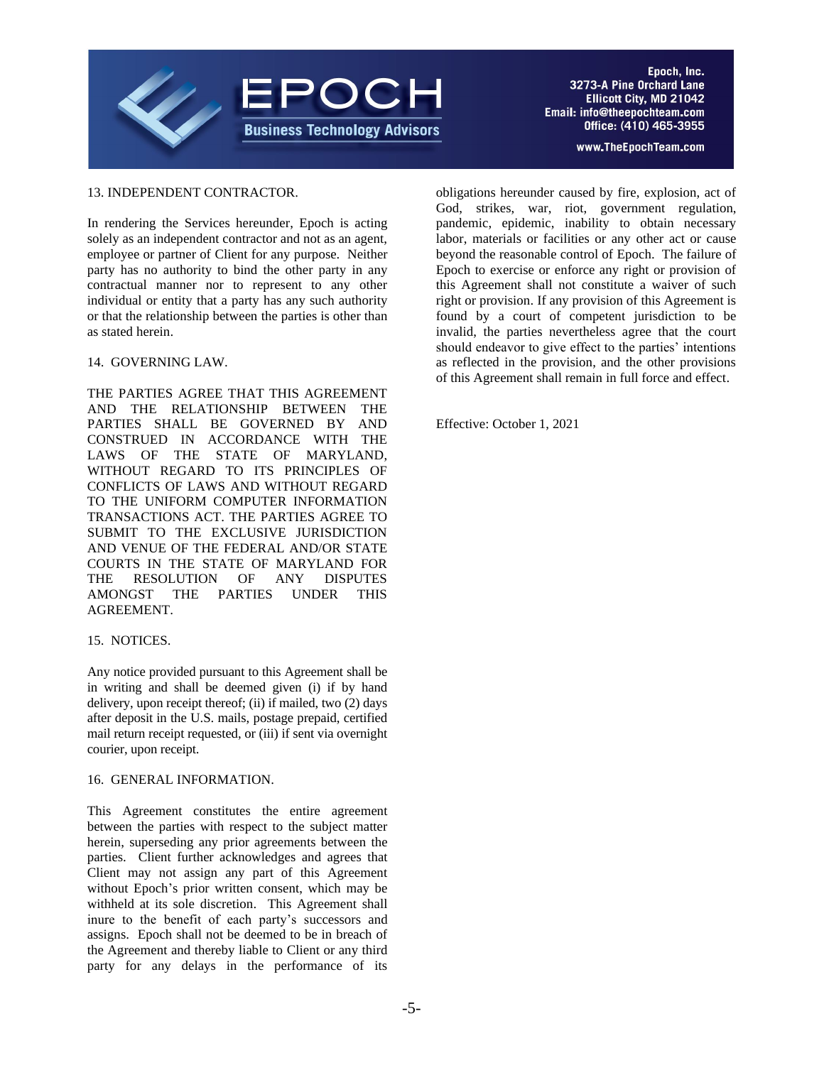13. INDEPENDENT CONTRACTOR.

In rendering the Services hereunder, Epoch is acting solely as an independent contractor and not as an agent, employee or partner of Client for any purpose. Neither party has no authority to bind the other party in any contractual manner nor to represent to any other individual or entity that a party has any such authority or that the relationship between the parties is other than as stated herein.

14. GOVERNING LAW.

THE PARTIES AGREE THAT THIS AGREEMENT AND THE RELATIONSHIP BETWEEN THE PARTIES SHALL BE GOVERNED BY AND CONSTRUED IN ACCORDANCE WITH THE LAWS OF THE STATE OF MARYLAND, WITHOUT REGARD TO ITS PRINCIPLES OF CONFLICTS OF LAWS AND WITHOUT REGARD TO THE UNIFORM COMPUTER INFORMATION TRANSACTIONS ACT. THE PARTIES AGREE TO SUBMIT TO THE EXCLUSIVE JURISDICTION AND VENUE OF THE FEDERAL AND/OR STATE COURTS IN THE STATE OF MARYLAND FOR THE RESOLUTION OF ANY DISPUTES AMONGST THE PARTIES UNDER THIS AGREEMENT.

15. NOTICES.

Any notice provided pursuant to this Agreement shall be in writing and shall be deemed given (i) if by hand delivery, upon receipt thereof; (ii) if mailed, two (2) days after deposit in the U.S. mails, postage prepaid, certified mail return receipt requested, or (iii) if sent via overnight courier, upon receipt.

16. GENERAL INFORMATION.

This Agreement constitutes the entire agreement between the parties with respect to the subject matter herein, superseding any prior agreements between the parties. Client further acknowledges and agrees that Client may not assign any part of this Agreement without Epoch's prior written consent, which may be withheld at its sole discretion. This Agreement shall inure to the benefit of each party's successors and assigns. Epoch shall not be deemed to be in breach of the Agreement and thereby liable to Client or any third party for any delays in the performance of its obligations hereunder caused by fire, explosion, act of God, strikes, war, riot, government regulation, pandemic, epidemic, inability to obtain necessary labor, materials or facilities or any other act or cause beyond the reasonable control of Epoch. The failure of Epoch to exercise or enforce any right or provision of this Agreement shall not constitute a waiver of such right or provision. If any provision of this Agreement is found by a court of competent jurisdiction to be invalid, the parties nevertheless agree that the court should endeavor to give effect to the parties' intentions as reflected in the provision, and the other provisions of this Agreement shall remain in full force and effect.

Effective: October 1, 2021